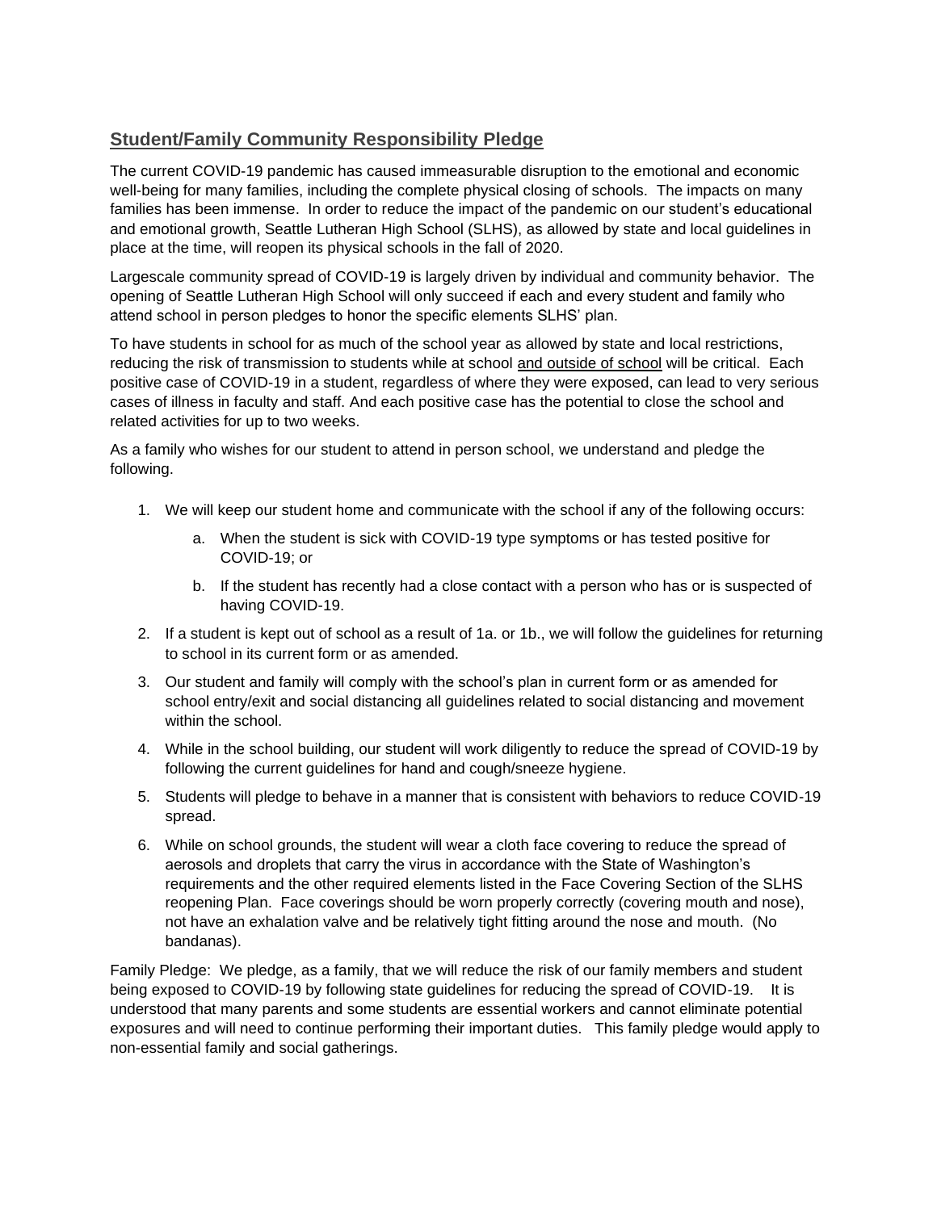## Student/Family Community Responsibility Pledge

The current COVID-19 pandemic has caused immeasurable disruption to the emotional and economic well-being for many families, including the complete physical closing of schools. The impacts on many families has been immense. In order to reduce the impact of the pandemic on our student's educational and emotional growth, Seattle Lutheran High School (SLHS), as allowed by state and local guidelines in place at the time, will reopen its physical schools in the fall of 2020.

Largescale community spread of COVID-19 is largely driven by individual and community behavior. The opening of Seattle Lutheran High School will only succeed if each and every student and family who attend school in person pledges to honor the specific elements SLHS' plan.

To have students in school for as much of the school year as allowed by state and local restrictions, reducing the risk of transmission to students while at school <u>and outside of school</u> will be critical. Each positive case of COVID-19 in a student, regardless of where they were exposed, can lead to very serious cases of illness in faculty and staff. And each positive case has the potential to close the school and related activities for up to two weeks.

As a family who wishes for our student to attend in person school, we understand and pledge the following.

1. We will keep our student home and communicate with the school if any of the following occurs:
    a. When the student is sick with COVID-19 type symptoms or has tested positive for COVID-19; or
    b. If the student has recently had a close contact with a person who has or is suspected of having COVID-19.
2. If a student is kept out of school as a result of 1a. or 1b., we will follow the guidelines for returning to school in its current form or as amended.
3. Our student and family will comply with the school's plan in current form or as amended for school entry/exit and social distancing all guidelines related to social distancing and movement within the school.
4. While in the school building, our student will work diligently to reduce the spread of COVID-19 by following the current guidelines for hand and cough/sneeze hygiene.
5. Students will pledge to behave in a manner that is consistent with behaviors to reduce COVID-19 spread.
6. While on school grounds, the student will wear a cloth face covering to reduce the spread of aerosols and droplets that carry the virus in accordance with the State of Washington's requirements and the other required elements listed in the Face Covering Section of the SLHS reopening Plan. Face coverings should be worn properly correctly (covering mouth and nose), not have an exhalation valve and be relatively tight fitting around the nose and mouth. (No bandanas).

Family Pledge: We pledge, as a family, that we will reduce the risk of our family members and student being exposed to COVID-19 by following state guidelines for reducing the spread of COVID-19. It is understood that many parents and some students are essential workers and cannot eliminate potential exposures and will need to continue performing their important duties. This family pledge would apply to non-essential family and social gatherings.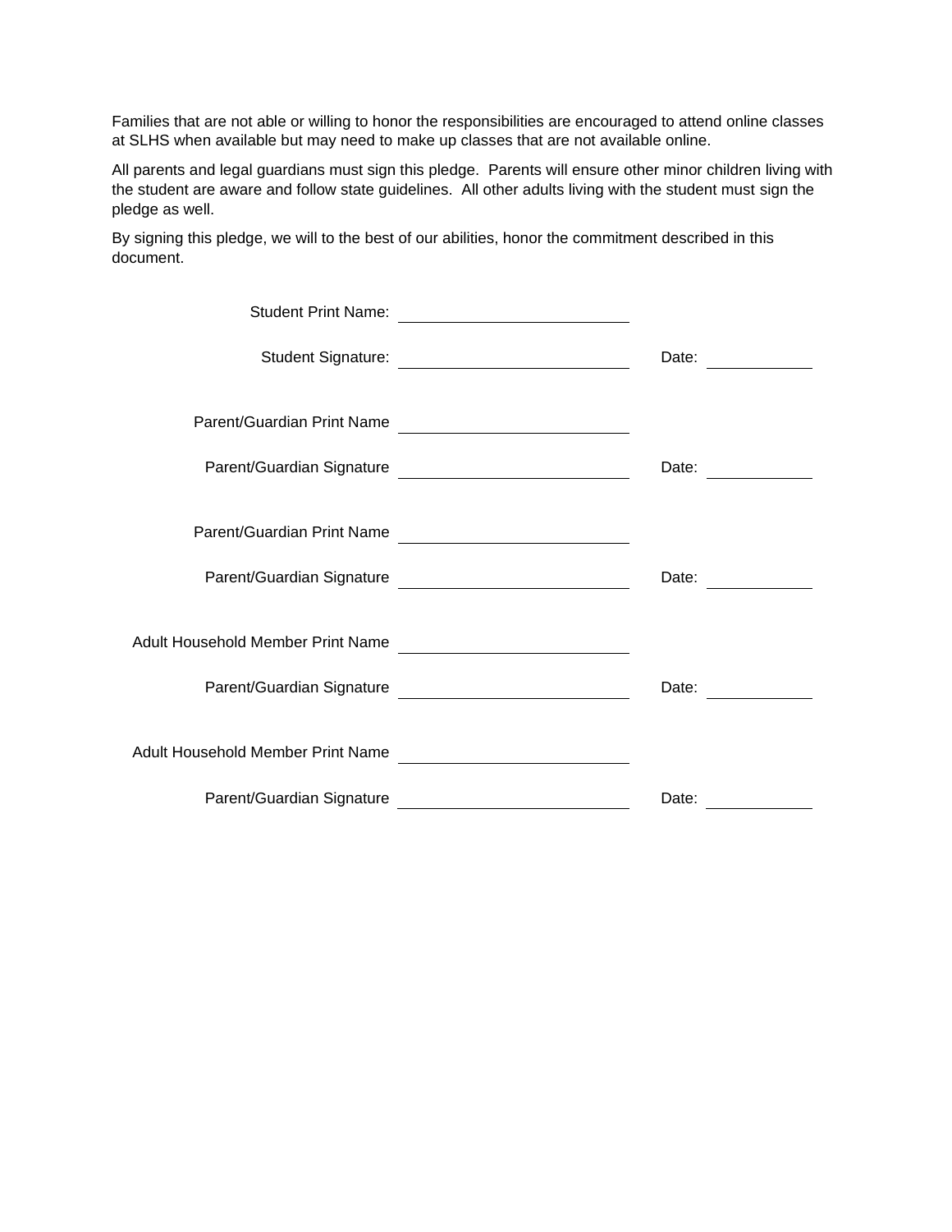Families that are not able or willing to honor the responsibilities are encouraged to attend online classes at SLHS when available but may need to make up classes that are not available online.

All parents and legal guardians must sign this pledge. Parents will ensure other minor children living with the student are aware and follow state guidelines. All other adults living with the student must sign the pledge as well.

By signing this pledge, we will to the best of our abilities, honor the commitment described in this document.

Student Print Name: ____________________________

Student Signature: ____________________________ Date: ____________

Parent/Guardian Print Name ____________________________

Parent/Guardian Signature ____________________________ Date: ____________

Parent/Guardian Print Name ____________________________

Parent/Guardian Signature ____________________________ Date: ____________

Adult Household Member Print Name ____________________________

Parent/Guardian Signature ____________________________ Date: ____________

Adult Household Member Print Name ____________________________

Parent/Guardian Signature ____________________________ Date: ____________